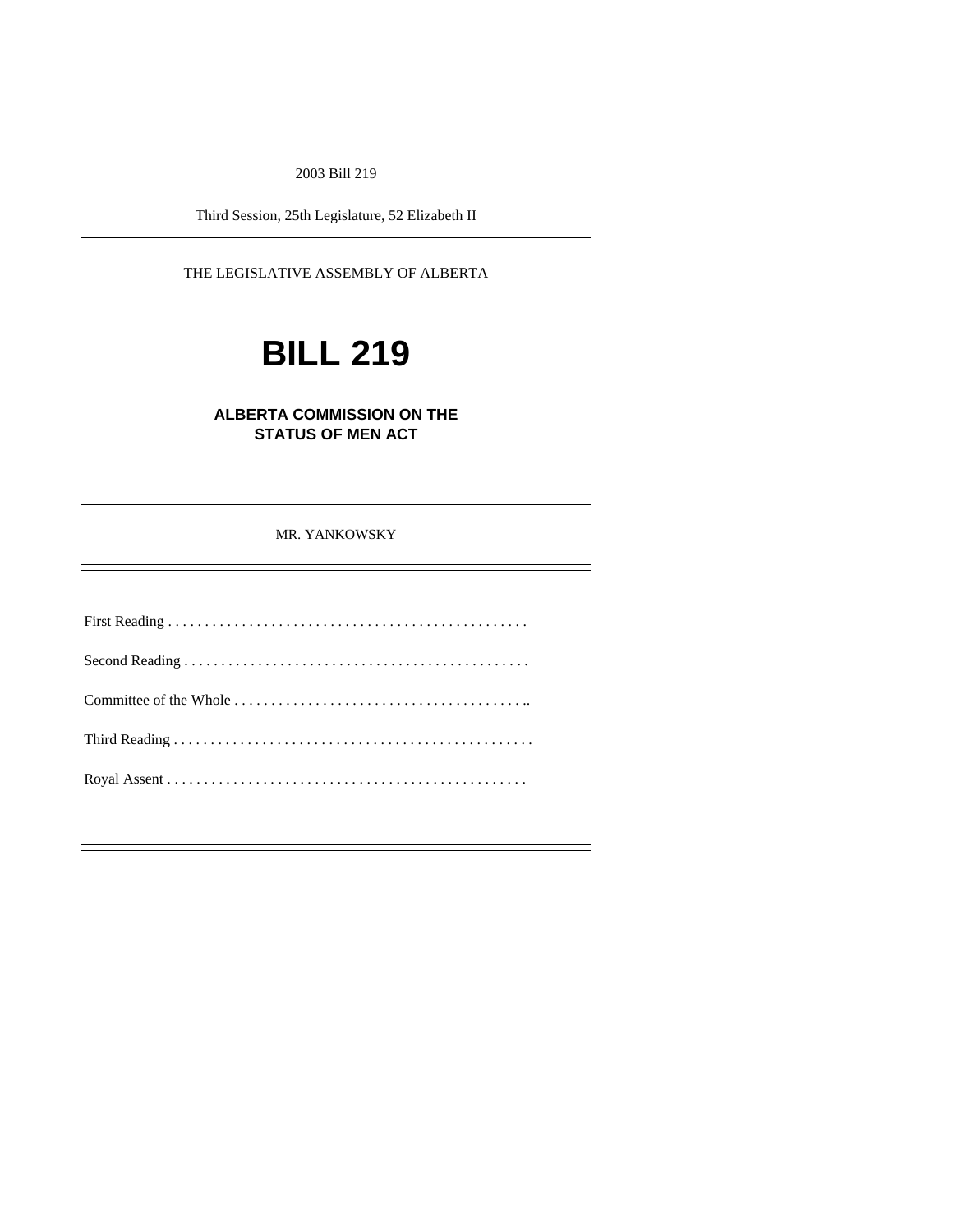2003 Bill 219

Third Session, 25th Legislature, 52 Elizabeth II

THE LEGISLATIVE ASSEMBLY OF ALBERTA

# BILL 219

## ALBERTA COMMISSION ON THE STATUS OF MEN ACT

MR. YANKOWSKY

First Reading . . . . . . . . . . . . . . . . . . . . . . . . . . . . . . . . . . . . . . . . . . . . . . . . .

Second Reading . . . . . . . . . . . . . . . . . . . . . . . . . . . . . . . . . . . . . . . . . . . . . . .

Committee of the Whole . . . . . . . . . . . . . . . . . . . . . . . . . . . . . . . . . . . . . . . ..

Third Reading . . . . . . . . . . . . . . . . . . . . . . . . . . . . . . . . . . . . . . . . . . . . . . . . .

Royal Assent . . . . . . . . . . . . . . . . . . . . . . . . . . . . . . . . . . . . . . . . . . . . . . . . .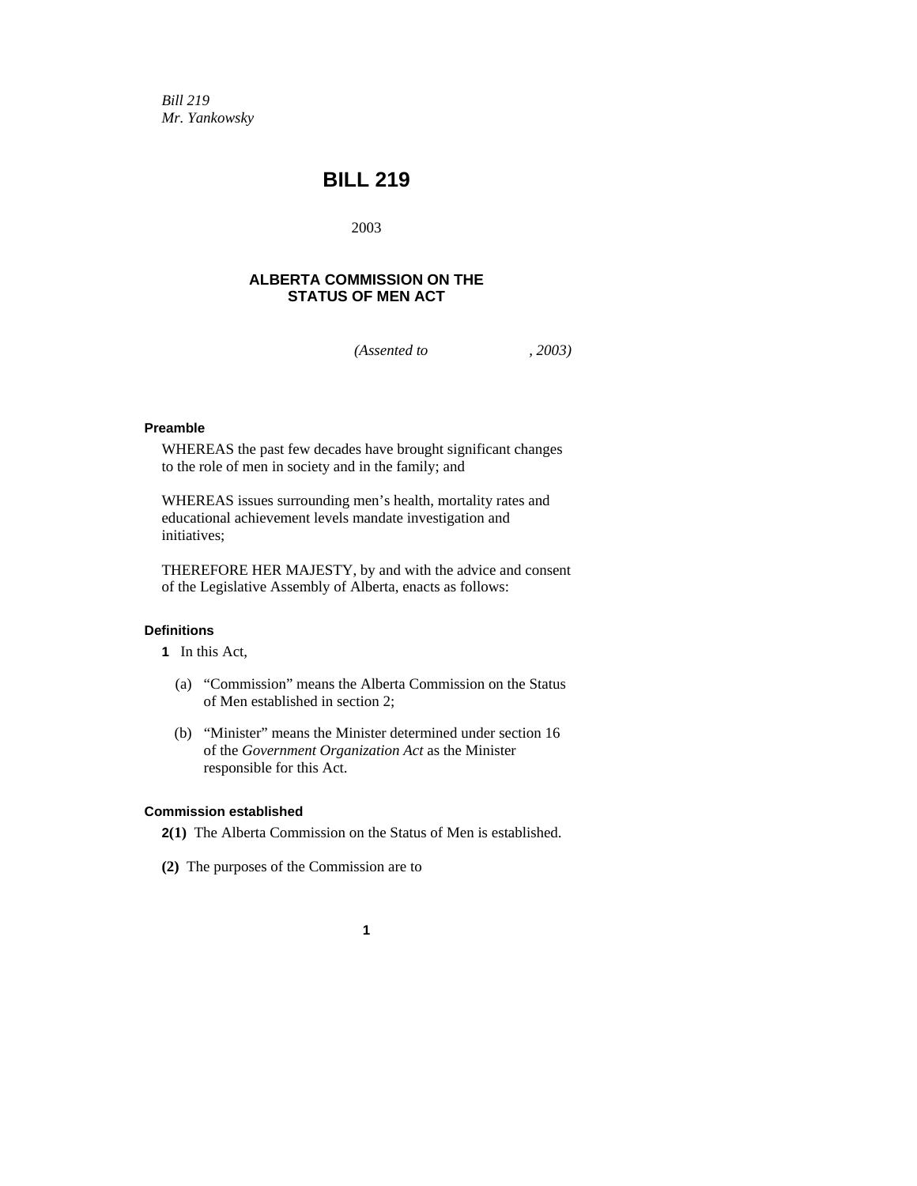*Bill 219*
*Mr. Yankowsky*

# BILL 219

2003

## ALBERTA COMMISSION ON THE STATUS OF MEN ACT

*(Assented to , 2003)*

**Preamble**

WHEREAS the past few decades have brought significant changes to the role of men in society and in the family; and

WHEREAS issues surrounding men's health, mortality rates and educational achievement levels mandate investigation and initiatives;

THEREFORE HER MAJESTY, by and with the advice and consent of the Legislative Assembly of Alberta, enacts as follows:

**Definitions**

**1** In this Act,

(a) "Commission" means the Alberta Commission on the Status of Men established in section 2;

(b) "Minister" means the Minister determined under section 16 of the *Government Organization Act* as the Minister responsible for this Act.

**Commission established**

**2(1)** The Alberta Commission on the Status of Men is established.

**(2)** The purposes of the Commission are to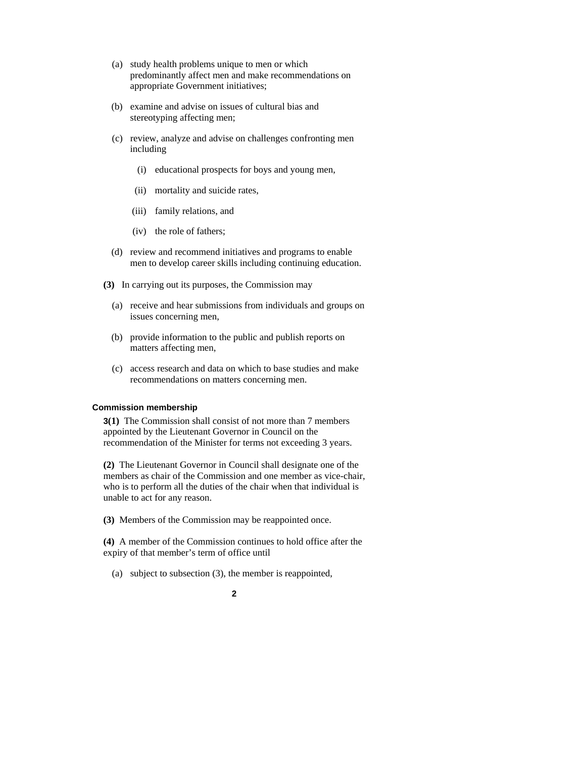(a) study health problems unique to men or which predominantly affect men and make recommendations on appropriate Government initiatives;

(b) examine and advise on issues of cultural bias and stereotyping affecting men;

(c) review, analyze and advise on challenges confronting men including

(i) educational prospects for boys and young men,

(ii) mortality and suicide rates,

(iii) family relations, and

(iv) the role of fathers;

(d) review and recommend initiatives and programs to enable men to develop career skills including continuing education.

**(3)** In carrying out its purposes, the Commission may

(a) receive and hear submissions from individuals and groups on issues concerning men,

(b) provide information to the public and publish reports on matters affecting men,

(c) access research and data on which to base studies and make recommendations on matters concerning men.

**Commission membership**

**3(1)** The Commission shall consist of not more than 7 members appointed by the Lieutenant Governor in Council on the recommendation of the Minister for terms not exceeding 3 years.

**(2)** The Lieutenant Governor in Council shall designate one of the members as chair of the Commission and one member as vice-chair, who is to perform all the duties of the chair when that individual is unable to act for any reason.

**(3)** Members of the Commission may be reappointed once.

**(4)** A member of the Commission continues to hold office after the expiry of that member's term of office until

(a) subject to subsection (3), the member is reappointed,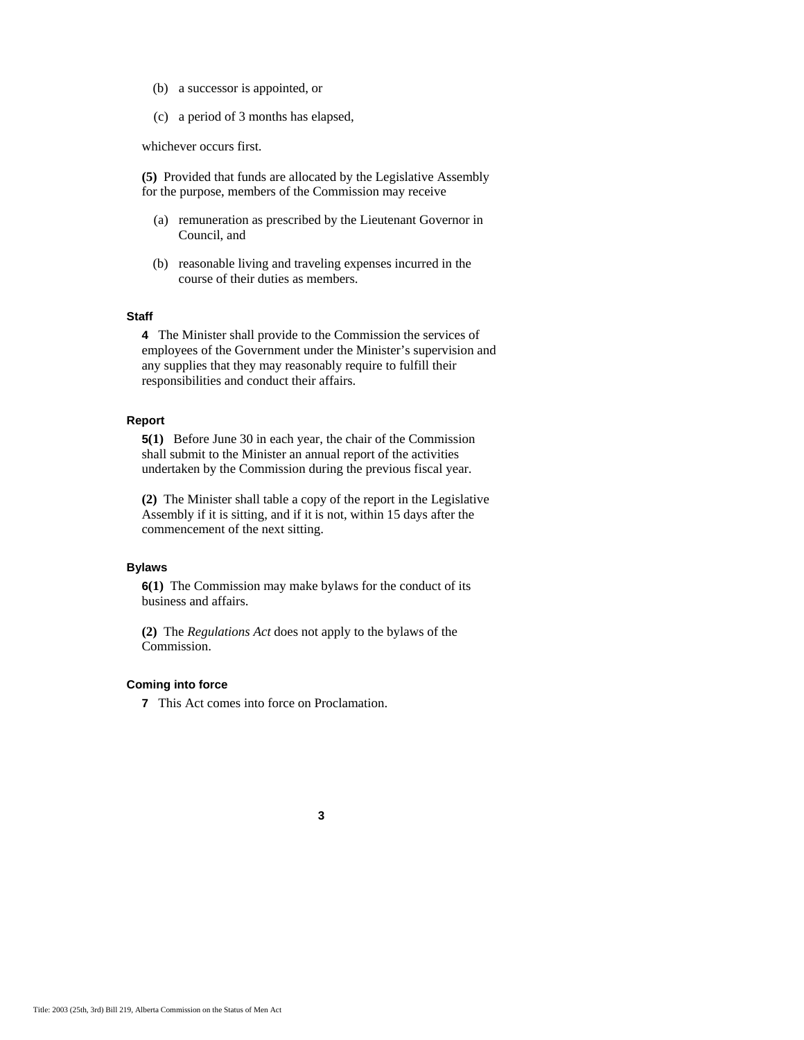(b) a successor is appointed, or

(c) a period of 3 months has elapsed,

whichever occurs first.

**(5)** Provided that funds are allocated by the Legislative Assembly for the purpose, members of the Commission may receive

(a) remuneration as prescribed by the Lieutenant Governor in Council, and

(b) reasonable living and traveling expenses incurred in the course of their duties as members.

#### Staff

**4** The Minister shall provide to the Commission the services of employees of the Government under the Minister's supervision and any supplies that they may reasonably require to fulfill their responsibilities and conduct their affairs.

#### Report

**5(1)** Before June 30 in each year, the chair of the Commission shall submit to the Minister an annual report of the activities undertaken by the Commission during the previous fiscal year.

**(2)** The Minister shall table a copy of the report in the Legislative Assembly if it is sitting, and if it is not, within 15 days after the commencement of the next sitting.

#### Bylaws

**6(1)** The Commission may make bylaws for the conduct of its business and affairs.

**(2)** The *Regulations Act* does not apply to the bylaws of the Commission.

#### Coming into force

**7** This Act comes into force on Proclamation.